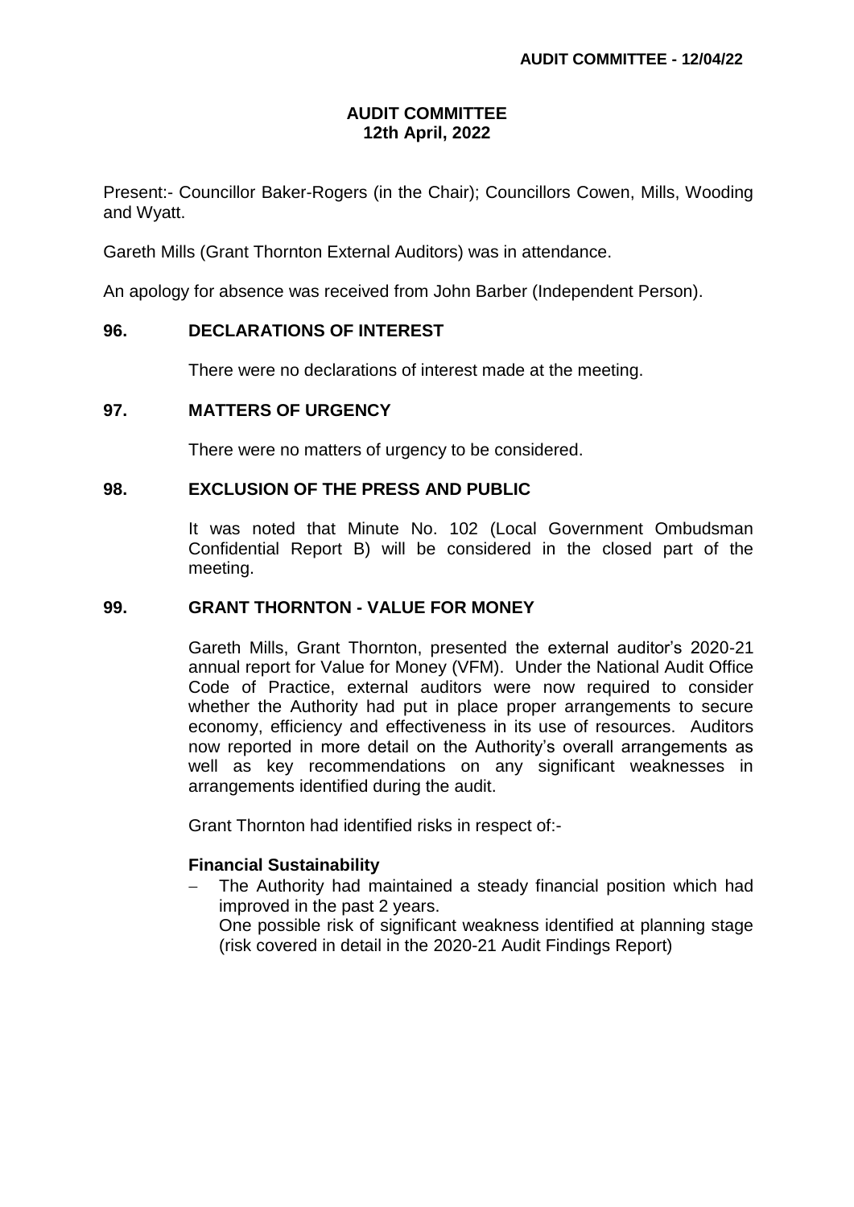# AUDIT COMMITTEE
## 12th April, 2022

Present:- Councillor Baker-Rogers (in the Chair); Councillors Cowen, Mills, Wooding and Wyatt.

Gareth Mills (Grant Thornton External Auditors) was in attendance.

An apology for absence was received from John Barber (Independent Person).

### 96. DECLARATIONS OF INTEREST

There were no declarations of interest made at the meeting.

### 97. MATTERS OF URGENCY

There were no matters of urgency to be considered.

### 98. EXCLUSION OF THE PRESS AND PUBLIC

It was noted that Minute No. 102 (Local Government Ombudsman Confidential Report B) will be considered in the closed part of the meeting.

### 99. GRANT THORNTON - VALUE FOR MONEY

Gareth Mills, Grant Thornton, presented the external auditor's 2020-21 annual report for Value for Money (VFM). Under the National Audit Office Code of Practice, external auditors were now required to consider whether the Authority had put in place proper arrangements to secure economy, efficiency and effectiveness in its use of resources. Auditors now reported in more detail on the Authority's overall arrangements as well as key recommendations on any significant weaknesses in arrangements identified during the audit.

Grant Thornton had identified risks in respect of:-

**Financial Sustainability**

- The Authority had maintained a steady financial position which had improved in the past 2 years.
  One possible risk of significant weakness identified at planning stage (risk covered in detail in the 2020-21 Audit Findings Report)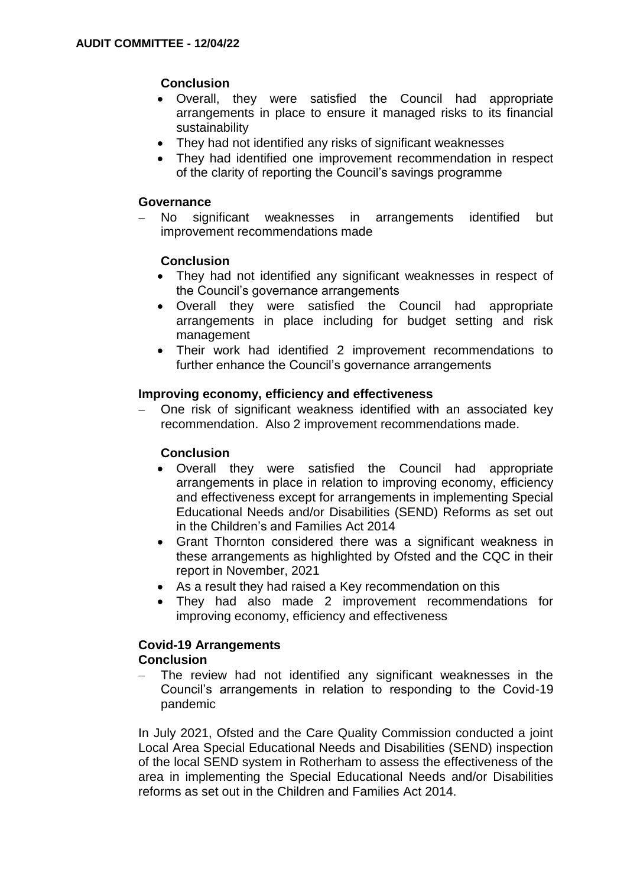**Conclusion**

- Overall, they were satisfied the Council had appropriate arrangements in place to ensure it managed risks to its financial sustainability
- They had not identified any risks of significant weaknesses
- They had identified one improvement recommendation in respect of the clarity of reporting the Council's savings programme

**Governance**

- No significant weaknesses in arrangements identified but improvement recommendations made

**Conclusion**

- They had not identified any significant weaknesses in respect of the Council's governance arrangements
- Overall they were satisfied the Council had appropriate arrangements in place including for budget setting and risk management
- Their work had identified 2 improvement recommendations to further enhance the Council's governance arrangements

**Improving economy, efficiency and effectiveness**

- One risk of significant weakness identified with an associated key recommendation. Also 2 improvement recommendations made.

**Conclusion**

- Overall they were satisfied the Council had appropriate arrangements in place in relation to improving economy, efficiency and effectiveness except for arrangements in implementing Special Educational Needs and/or Disabilities (SEND) Reforms as set out in the Children's and Families Act 2014
- Grant Thornton considered there was a significant weakness in these arrangements as highlighted by Ofsted and the CQC in their report in November, 2021
- As a result they had raised a Key recommendation on this
- They had also made 2 improvement recommendations for improving economy, efficiency and effectiveness

**Covid-19 Arrangements**
**Conclusion**

- The review had not identified any significant weaknesses in the Council's arrangements in relation to responding to the Covid-19 pandemic

In July 2021, Ofsted and the Care Quality Commission conducted a joint Local Area Special Educational Needs and Disabilities (SEND) inspection of the local SEND system in Rotherham to assess the effectiveness of the area in implementing the Special Educational Needs and/or Disabilities reforms as set out in the Children and Families Act 2014.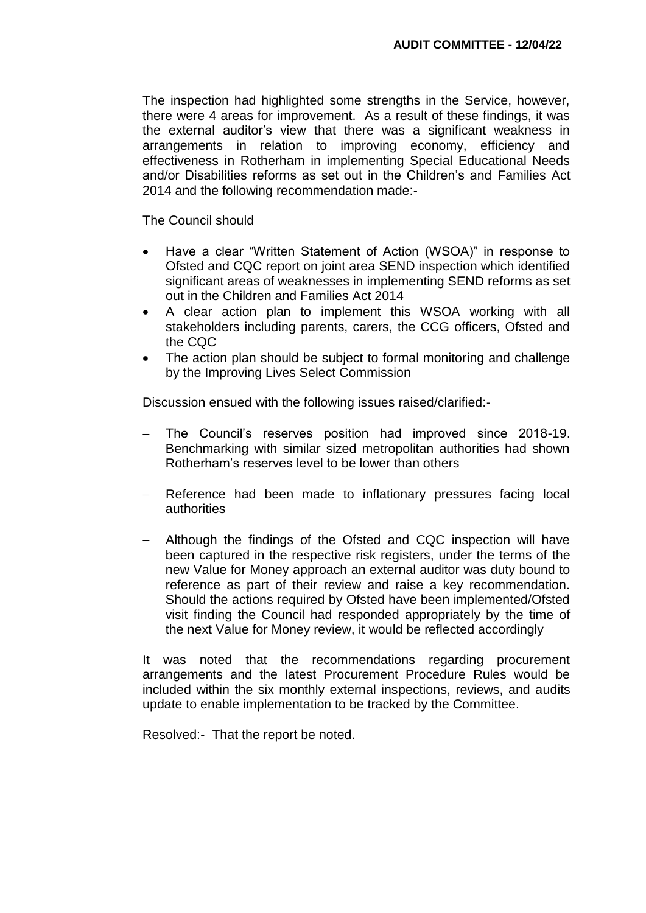The inspection had highlighted some strengths in the Service, however, there were 4 areas for improvement. As a result of these findings, it was the external auditor's view that there was a significant weakness in arrangements in relation to improving economy, efficiency and effectiveness in Rotherham in implementing Special Educational Needs and/or Disabilities reforms as set out in the Children's and Families Act 2014 and the following recommendation made:-

The Council should

- Have a clear "Written Statement of Action (WSOA)" in response to Ofsted and CQC report on joint area SEND inspection which identified significant areas of weaknesses in implementing SEND reforms as set out in the Children and Families Act 2014
- A clear action plan to implement this WSOA working with all stakeholders including parents, carers, the CCG officers, Ofsted and the CQC
- The action plan should be subject to formal monitoring and challenge by the Improving Lives Select Commission

Discussion ensued with the following issues raised/clarified:-

- The Council's reserves position had improved since 2018-19. Benchmarking with similar sized metropolitan authorities had shown Rotherham's reserves level to be lower than others

- Reference had been made to inflationary pressures facing local authorities

- Although the findings of the Ofsted and CQC inspection will have been captured in the respective risk registers, under the terms of the new Value for Money approach an external auditor was duty bound to reference as part of their review and raise a key recommendation. Should the actions required by Ofsted have been implemented/Ofsted visit finding the Council had responded appropriately by the time of the next Value for Money review, it would be reflected accordingly

It was noted that the recommendations regarding procurement arrangements and the latest Procurement Procedure Rules would be included within the six monthly external inspections, reviews, and audits update to enable implementation to be tracked by the Committee.

Resolved:- That the report be noted.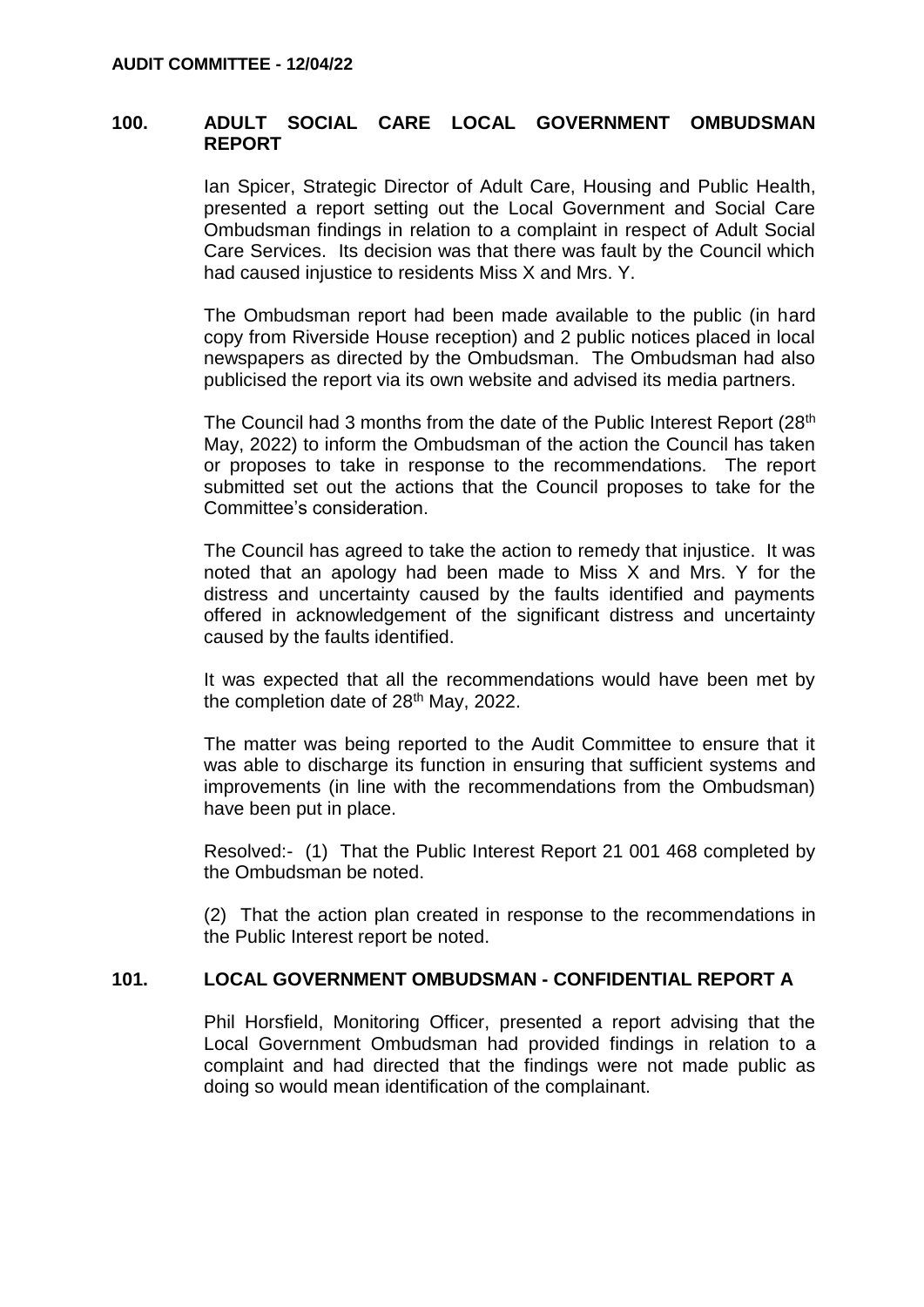## 100. ADULT SOCIAL CARE LOCAL GOVERNMENT OMBUDSMAN REPORT

Ian Spicer, Strategic Director of Adult Care, Housing and Public Health, presented a report setting out the Local Government and Social Care Ombudsman findings in relation to a complaint in respect of Adult Social Care Services. Its decision was that there was fault by the Council which had caused injustice to residents Miss X and Mrs. Y.

The Ombudsman report had been made available to the public (in hard copy from Riverside House reception) and 2 public notices placed in local newspapers as directed by the Ombudsman. The Ombudsman had also publicised the report via its own website and advised its media partners.

The Council had 3 months from the date of the Public Interest Report (28th May, 2022) to inform the Ombudsman of the action the Council has taken or proposes to take in response to the recommendations. The report submitted set out the actions that the Council proposes to take for the Committee's consideration.

The Council has agreed to take the action to remedy that injustice. It was noted that an apology had been made to Miss X and Mrs. Y for the distress and uncertainty caused by the faults identified and payments offered in acknowledgement of the significant distress and uncertainty caused by the faults identified.

It was expected that all the recommendations would have been met by the completion date of 28th May, 2022.

The matter was being reported to the Audit Committee to ensure that it was able to discharge its function in ensuring that sufficient systems and improvements (in line with the recommendations from the Ombudsman) have been put in place.

Resolved:- (1) That the Public Interest Report 21 001 468 completed by the Ombudsman be noted.

(2) That the action plan created in response to the recommendations in the Public Interest report be noted.

## 101. LOCAL GOVERNMENT OMBUDSMAN - CONFIDENTIAL REPORT A

Phil Horsfield, Monitoring Officer, presented a report advising that the Local Government Ombudsman had provided findings in relation to a complaint and had directed that the findings were not made public as doing so would mean identification of the complainant.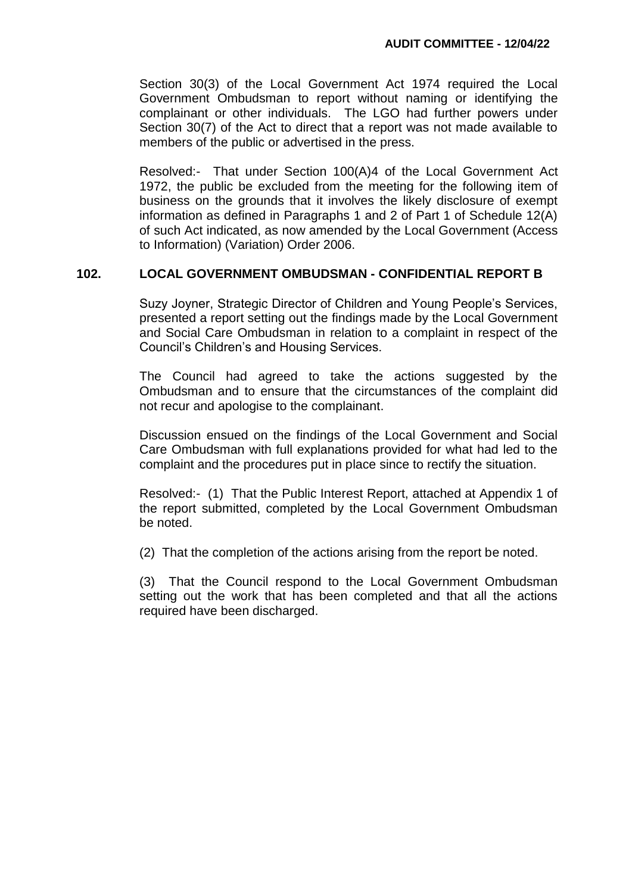Section 30(3) of the Local Government Act 1974 required the Local Government Ombudsman to report without naming or identifying the complainant or other individuals. The LGO had further powers under Section 30(7) of the Act to direct that a report was not made available to members of the public or advertised in the press.

Resolved:- That under Section 100(A)4 of the Local Government Act 1972, the public be excluded from the meeting for the following item of business on the grounds that it involves the likely disclosure of exempt information as defined in Paragraphs 1 and 2 of Part 1 of Schedule 12(A) of such Act indicated, as now amended by the Local Government (Access to Information) (Variation) Order 2006.

## 102. LOCAL GOVERNMENT OMBUDSMAN - CONFIDENTIAL REPORT B

Suzy Joyner, Strategic Director of Children and Young People's Services, presented a report setting out the findings made by the Local Government and Social Care Ombudsman in relation to a complaint in respect of the Council's Children's and Housing Services.

The Council had agreed to take the actions suggested by the Ombudsman and to ensure that the circumstances of the complaint did not recur and apologise to the complainant.

Discussion ensued on the findings of the Local Government and Social Care Ombudsman with full explanations provided for what had led to the complaint and the procedures put in place since to rectify the situation.

Resolved:- (1) That the Public Interest Report, attached at Appendix 1 of the report submitted, completed by the Local Government Ombudsman be noted.

(2) That the completion of the actions arising from the report be noted.

(3) That the Council respond to the Local Government Ombudsman setting out the work that has been completed and that all the actions required have been discharged.